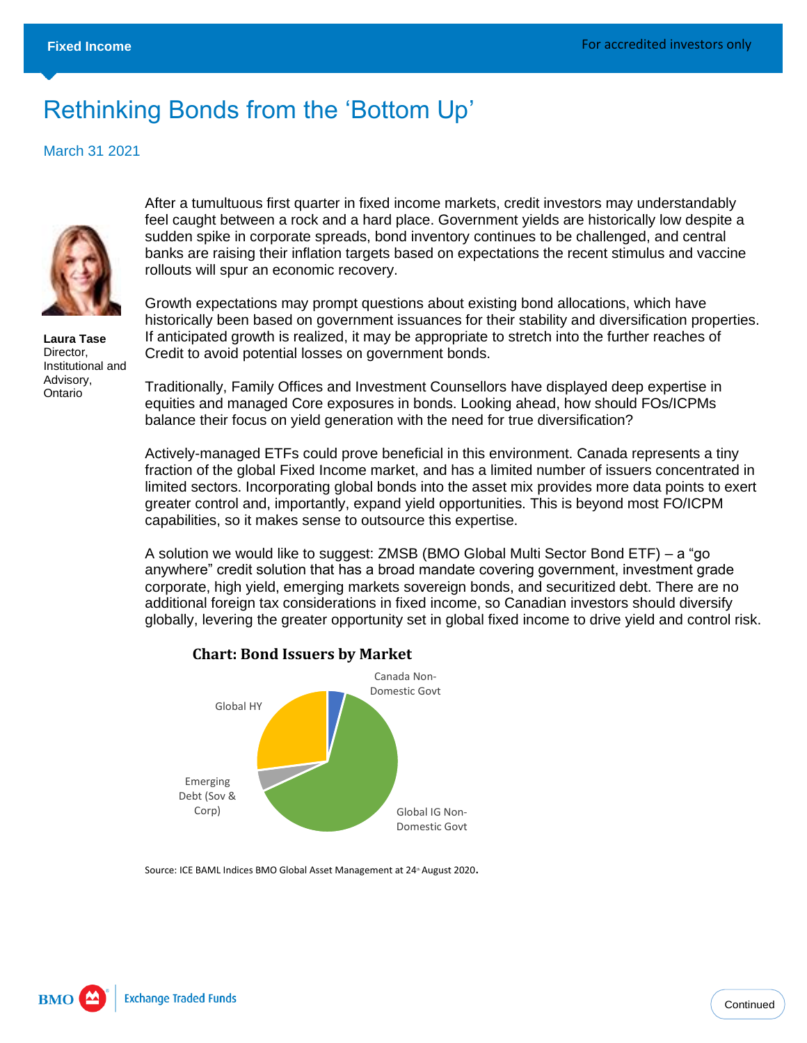Fixed Income

For accredited investors only

# Rethinking Bonds from the 'Bottom Up'

March 31 2021

**Laura Tase**
Director, Institutional and Advisory, Ontario

After a tumultuous first quarter in fixed income markets, credit investors may understandably feel caught between a rock and a hard place. Government yields are historically low despite a sudden spike in corporate spreads, bond inventory continues to be challenged, and central banks are raising their inflation targets based on expectations the recent stimulus and vaccine rollouts will spur an economic recovery.

Growth expectations may prompt questions about existing bond allocations, which have historically been based on government issuances for their stability and diversification properties. If anticipated growth is realized, it may be appropriate to stretch into the further reaches of Credit to avoid potential losses on government bonds.

Traditionally, Family Offices and Investment Counsellors have displayed deep expertise in equities and managed Core exposures in bonds. Looking ahead, how should FOs/ICPMs balance their focus on yield generation with the need for true diversification?

Actively-managed ETFs could prove beneficial in this environment. Canada represents a tiny fraction of the global Fixed Income market, and has a limited number of issuers concentrated in limited sectors. Incorporating global bonds into the asset mix provides more data points to exert greater control and, importantly, expand yield opportunities. This is beyond most FO/ICPM capabilities, so it makes sense to outsource this expertise.

A solution we would like to suggest: ZMSB (BMO Global Multi Sector Bond ETF) – a "go anywhere" credit solution that has a broad mandate covering government, investment grade corporate, high yield, emerging markets sovereign bonds, and securitized debt. There are no additional foreign tax considerations in fixed income, so Canadian investors should diversify globally, levering the greater opportunity set in global fixed income to drive yield and control risk.

**Chart: Bond Issuers by Market**

Canada Non-Domestic Govt

Global IG Non-Domestic Govt

Emerging Debt (Sov & Corp)

Global HY

Source: ICE BAML Indices BMO Global Asset Management at 24th August 2020.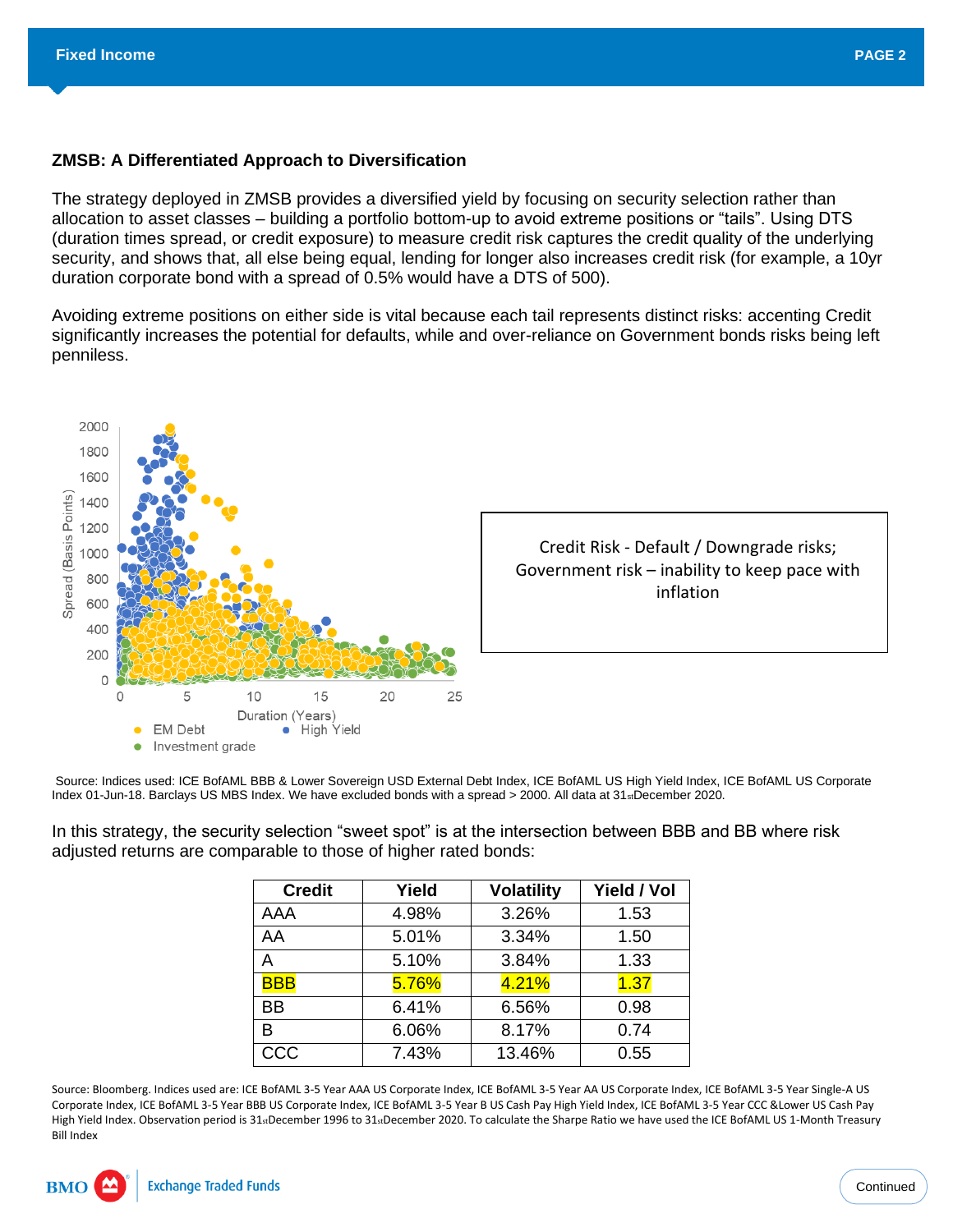### ZMSB: A Differentiated Approach to Diversification

The strategy deployed in ZMSB provides a diversified yield by focusing on security selection rather than allocation to asset classes – building a portfolio bottom-up to avoid extreme positions or "tails". Using DTS (duration times spread, or credit exposure) to measure credit risk captures the credit quality of the underlying security, and shows that, all else being equal, lending for longer also increases credit risk (for example, a 10yr duration corporate bond with a spread of 0.5% would have a DTS of 500).

Avoiding extreme positions on either side is vital because each tail represents distinct risks: accenting Credit significantly increases the potential for defaults, while and over-reliance on Government bonds risks being left penniless.

Credit Risk - Default / Downgrade risks; Government risk – inability to keep pace with inflation

Source: Indices used: ICE BofAML BBB & Lower Sovereign USD External Debt Index, ICE BofAML US High Yield Index, ICE BofAML US Corporate Index 01-Jun-18. Barclays US MBS Index. We have excluded bonds with a spread > 2000. All data at 31st December 2020.

In this strategy, the security selection "sweet spot" is at the intersection between BBB and BB where risk adjusted returns are comparable to those of higher rated bonds:

| Credit | Yield | Volatility | Yield / Vol |
|---|---|---|---|
| AAA | 4.98% | 3.26% | 1.53 |
| AA | 5.01% | 3.34% | 1.50 |
| A | 5.10% | 3.84% | 1.33 |
| BBB | 5.76% | 4.21% | 1.37 |
| BB | 6.41% | 6.56% | 0.98 |
| B | 6.06% | 8.17% | 0.74 |
| CCC | 7.43% | 13.46% | 0.55 |

Source: Bloomberg. Indices used are: ICE BofAML 3-5 Year AAA US Corporate Index, ICE BofAML 3-5 Year AA US Corporate Index, ICE BofAML 3-5 Year Single-A US Corporate Index, ICE BofAML 3-5 Year BBB US Corporate Index, ICE BofAML 3-5 Year B US Cash Pay High Yield Index, ICE BofAML 3-5 Year CCC &Lower US Cash Pay High Yield Index. Observation period is 31st December 1996 to 31st December 2020. To calculate the Sharpe Ratio we have used the ICE BofAML US 1-Month Treasury Bill Index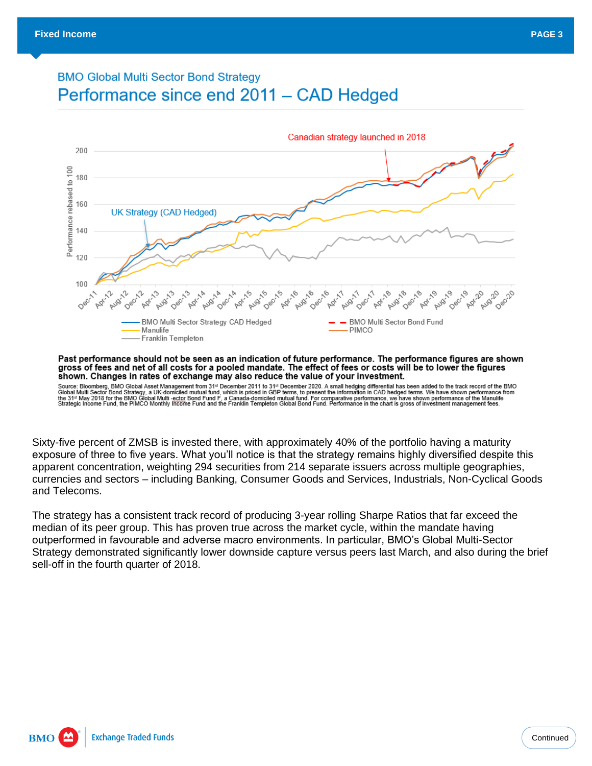## BMO Global Multi Sector Bond Strategy

# Performance since end 2011 – CAD Hedged

Canadian strategy launched in 2018

UK Strategy (CAD Hedged)

BMO Multi Sector Strategy CAD Hedged | BMO Multi Sector Bond Fund | Manulife | PIMCO | Franklin Templeton

**Past performance should not be seen as an indication of future performance. The performance figures are shown gross of fees and net of all costs for a pooled mandate. The effect of fees or costs will be to lower the figures shown. Changes in rates of exchange may also reduce the value of your investment.**

Source: Bloomberg, BMO Global Asset Management from 31st December 2011 to 31st December 2020. A small hedging differential has been added to the track record of the BMO Global Multi Sector Bond Strategy, a UK-domiciled mutual fund, which is priced in GBP terms, to present the information in CAD hedged terms. We have shown performance from the 31st May 2018 for the BMO Global Multi -ector Bond Fund F, a Canada-domiciled mutual fund. For comparative performance, we have shown performance of the Manulife Strategic Income Fund, the PIMCO Monthly Income Fund and the Franklin Templeton Global Bond Fund. Performance in the chart is gross of investment management fees.

Sixty-five percent of ZMSB is invested there, with approximately 40% of the portfolio having a maturity exposure of three to five years. What you'll notice is that the strategy remains highly diversified despite this apparent concentration, weighting 294 securities from 214 separate issuers across multiple geographies, currencies and sectors – including Banking, Consumer Goods and Services, Industrials, Non-Cyclical Goods and Telecoms.

The strategy has a consistent track record of producing 3-year rolling Sharpe Ratios that far exceed the median of its peer group. This has proven true across the market cycle, within the mandate having outperformed in favourable and adverse macro environments. In particular, BMO's Global Multi-Sector Strategy demonstrated significantly lower downside capture versus peers last March, and also during the brief sell-off in the fourth quarter of 2018.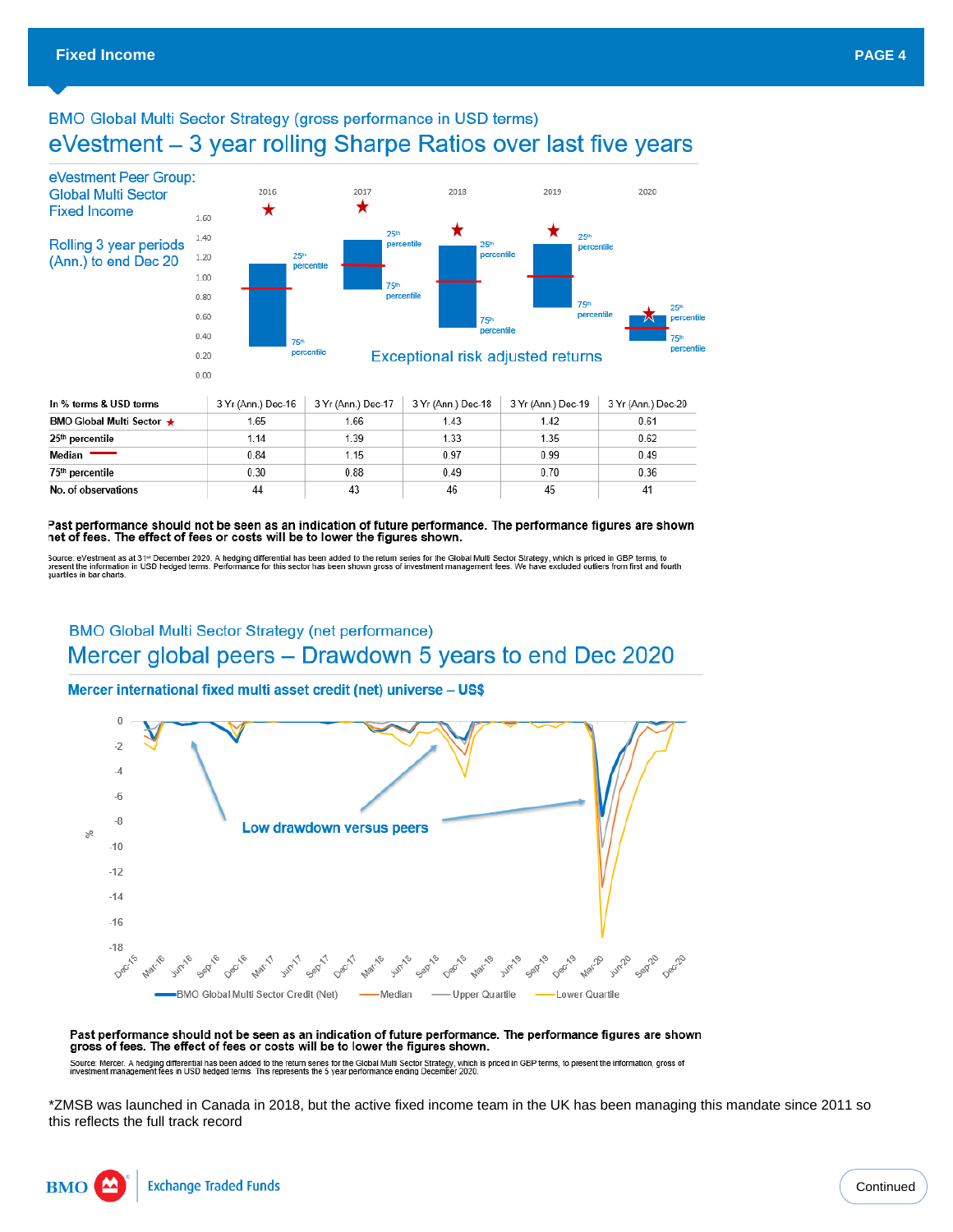## BMO Global Multi Sector Strategy (gross performance in USD terms)

# eVestment – 3 year rolling Sharpe Ratios over last five years

eVestment Peer Group: Global Multi Sector Fixed Income

Rolling 3 year periods (Ann.) to end Dec 20

Exceptional risk adjusted returns

| In % terms & USD terms | 3 Yr (Ann.) Dec-16 | 3 Yr (Ann.) Dec-17 | 3 Yr (Ann.) Dec-18 | 3 Yr (Ann.) Dec-19 | 3 Yr (Ann.) Dec-20 |
|---|---|---|---|---|---|
| BMO Global Multi Sector ★ | 1.65 | 1.66 | 1.43 | 1.42 | 0.61 |
| 25th percentile | 1.14 | 1.39 | 1.33 | 1.35 | 0.62 |
| Median | 0.84 | 1.15 | 0.97 | 0.99 | 0.49 |
| 75th percentile | 0.30 | 0.88 | 0.49 | 0.70 | 0.36 |
| No. of observations | 44 | 43 | 46 | 45 | 41 |

**Past performance should not be seen as an indication of future performance. The performance figures are shown net of fees. The effect of fees or costs will be to lower the figures shown.**

Source: eVestment as at 31st December 2020. A hedging differential has been added to the return series for the Global Multi Sector Strategy, which is priced in GBP terms, to present the information in USD hedged terms. Performance for this sector has been shown gross of investment management fees. We have excluded outliers from first and fourth quartiles in bar charts.

## BMO Global Multi Sector Strategy (net performance)

# Mercer global peers – Drawdown 5 years to end Dec 2020

**Mercer international fixed multi asset credit (net) universe – US$**

Low drawdown versus peers

BMO Global Multi Sector Credit (Net) — Median — Upper Quartile — Lower Quartile

**Past performance should not be seen as an indication of future performance. The performance figures are shown gross of fees. The effect of fees or costs will be to lower the figures shown.**

Source: Mercer. A hedging differential has been added to the return series for the Global Multi Sector Strategy, which is priced in GBP terms, to present the information, gross of investment management fees in USD hedged terms. This represents the 5 year performance ending December 2020.

*ZMSB was launched in Canada in 2018, but the active fixed income team in the UK has been managing this mandate since 2011 so this reflects the full track record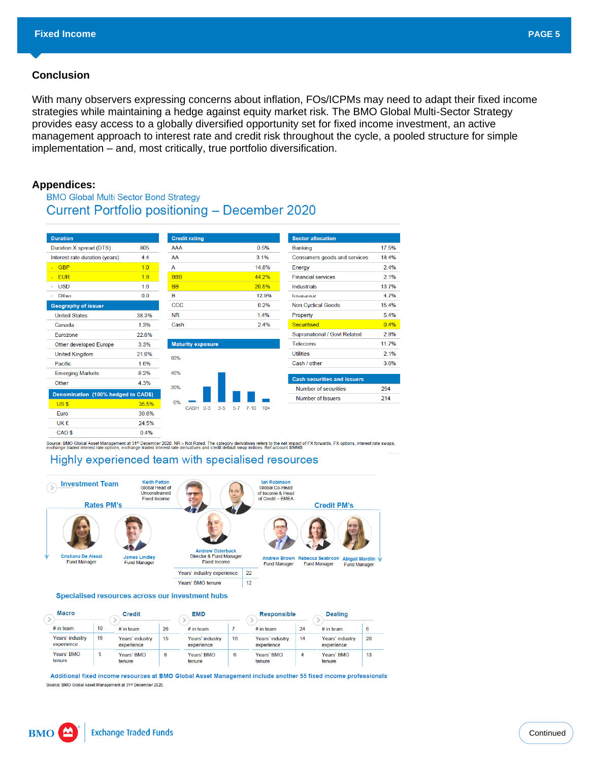## Conclusion

With many observers expressing concerns about inflation, FOs/ICPMs may need to adapt their fixed income strategies while maintaining a hedge against equity market risk. The BMO Global Multi-Sector Strategy provides easy access to a globally diversified opportunity set for fixed income investment, an active management approach to interest rate and credit risk throughout the cycle, a pooled structure for simple implementation – and, most critically, true portfolio diversification.

## Appendices:

### BMO Global Multi Sector Bond Strategy

### Current Portfolio positioning – December 2020

| Duration | |
|---|---|
| Duration X spread (DTS) | 805 |
| Interest rate duration (years) | 4.4 |
| - GBP | 1.0 |
| - EUR | 1.8 |
| - USD | 1.6 |
| - Other | 0.0 |

| Geography of issuer | |
|---|---|
| United States | 38.3% |
| Canada | 1.3% |
| Eurozone | 22.0% |
| Other developed Europe | 3.3% |
| United Kingdom | 21.0% |
| Pacific | 1.6% |
| Emerging Markets | 8.2% |
| Other | 4.3% |

| Denomination (100% hedged to CAD$) | |
|---|---|
| US $ | 35.5% |
| Euro | 39.6% |
| UK £ | 24.5% |
| CAD $ | 0.4% |

| Credit rating | |
|---|---|
| AAA | 0.5% |
| AA | 3.1% |
| A | 14.8% |
| BBB | 44.2% |
| BB | 20.5% |
| B | 12.9% |
| CCC | 0.2% |
| NR | 1.4% |
| Cash | 2.4% |

**Maturity exposure** (chart: CASH, 0-3, 3-5, 5-7, 7-10, 10+; axis 0%, 20%, 40%, 60%)

| Sector allocation | |
|---|---|
| Banking | 17.5% |
| Consumers goods and services | 18.4% |
| Energy | 2.4% |
| Financial services | 2.1% |
| Industrials | 13.7% |
| Insurance | 4.7% |
| Non Cyclical Goods | 15.4% |
| Property | 5.4% |
| Securitised | 0.4% |
| Supranational / Govt Related | 2.8% |
| Telecoms | 11.7% |
| Utilities | 2.1% |
| Cash / other | 3.6% |

| Cash securities and issuers | |
|---|---|
| Number of securities | 294 |
| Number of Issuers | 214 |

Source: BMO Global Asset Management at 31st December 2020. NR = Not Rated. The category derivatives refers to the net impact of FX forwards, FX options, interest rate swaps, exchange traded interest rate options, exchange traded interest rate derivatives and credit default swap indices. Ref account BMMB

### Highly experienced team with specialised resources

**Investment Team**

- Keith Patton – Global Head of Unconstrained Fixed Income
- Ian Robinson – Global Co-Head of Income & Head of Credit – EMEA

**Rates PM's**

- Cristiana De Alessi – Fund Manager
- James Lindley – Fund Manager

**Andrew Osterback** – Director & Fund Manager, Fixed Income

| | |
|---|---|
| Years' industry experience | 22 |
| Years' BMO tenure | 12 |

**Credit PM's**

- Andrew Brown – Fund Manager
- Rebecca Seabrook – Fund Manager
- Abigail Mardlin – Fund Manager

**Specialised resources across our investment hubs**

| | Macro | Credit | EMD | Responsible | Dealing |
|---|---|---|---|---|---|
| # in team | 10 | 26 | 7 | 24 | 6 |
| Years' industry experience | 16 | 15 | 16 | 14 | 20 |
| Years' BMO tenure | 5 | 8 | 6 | 4 | 13 |

**Additional fixed income resources at BMO Global Asset Management include another 55 fixed income professionals**

Source: BMO Global Asset Management at 31st December 2020.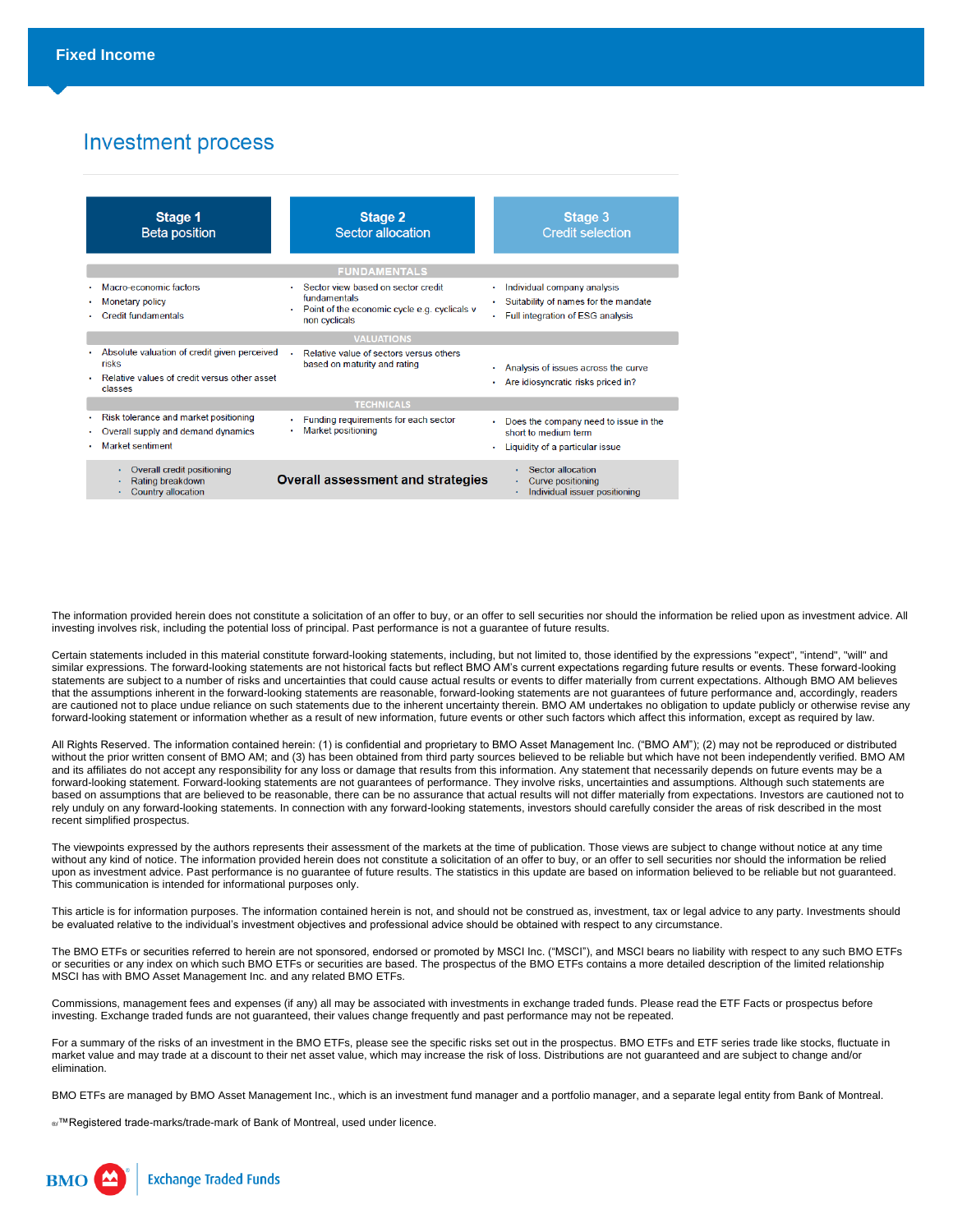# Fixed Income

## Investment process

| Stage 1<br>Beta position | Stage 2<br>Sector allocation | Stage 3<br>Credit selection |
|---|---|---|
| **FUNDAMENTALS** | | |
| • Macro-economic factors<br>• Monetary policy<br>• Credit fundamentals | • Sector view based on sector credit fundamentals<br>• Point of the economic cycle e.g. cyclicals v non cyclicals | • Individual company analysis<br>• Suitability of names for the mandate<br>• Full integration of ESG analysis |
| **VALUATIONS** | | |
| • Absolute valuation of credit given perceived risks<br>• Relative values of credit versus other asset classes | • Relative value of sectors versus others based on maturity and rating | • Analysis of issues across the curve<br>• Are idiosyncratic risks priced in? |
| **TECHNICALS** | | |
| • Risk tolerance and market positioning<br>• Overall supply and demand dynamics<br>• Market sentiment | • Funding requirements for each sector<br>• Market positioning | • Does the company need to issue in the short to medium term<br>• Liquidity of a particular issue |
| • Overall credit positioning<br>• Rating breakdown<br>• Country allocation | **Overall assessment and strategies** | • Sector allocation<br>• Curve positioning<br>• Individual issuer positioning |

The information provided herein does not constitute a solicitation of an offer to buy, or an offer to sell securities nor should the information be relied upon as investment advice. All investing involves risk, including the potential loss of principal. Past performance is not a guarantee of future results.

Certain statements included in this material constitute forward-looking statements, including, but not limited to, those identified by the expressions "expect", "intend", "will" and similar expressions. The forward-looking statements are not historical facts but reflect BMO AM's current expectations regarding future results or events. These forward-looking statements are subject to a number of risks and uncertainties that could cause actual results or events to differ materially from current expectations. Although BMO AM believes that the assumptions inherent in the forward-looking statements are reasonable, forward-looking statements are not guarantees of future performance and, accordingly, readers are cautioned not to place undue reliance on such statements due to the inherent uncertainty therein. BMO AM undertakes no obligation to update publicly or otherwise revise any forward-looking statement or information whether as a result of new information, future events or other such factors which affect this information, except as required by law.

All Rights Reserved. The information contained herein: (1) is confidential and proprietary to BMO Asset Management Inc. ("BMO AM"); (2) may not be reproduced or distributed without the prior written consent of BMO AM; and (3) has been obtained from third party sources believed to be reliable but which have not been independently verified. BMO AM and its affiliates do not accept any responsibility for any loss or damage that results from this information. Any statement that necessarily depends on future events may be a forward-looking statement. Forward-looking statements are not guarantees of performance. They involve risks, uncertainties and assumptions. Although such statements are based on assumptions that are believed to be reasonable, there can be no assurance that actual results will not differ materially from expectations. Investors are cautioned not to rely unduly on any forward-looking statements. In connection with any forward-looking statements, investors should carefully consider the areas of risk described in the most recent simplified prospectus.

The viewpoints expressed by the authors represents their assessment of the markets at the time of publication. Those views are subject to change without notice at any time without any kind of notice. The information provided herein does not constitute a solicitation of an offer to buy, or an offer to sell securities nor should the information be relied upon as investment advice. Past performance is no guarantee of future results. The statistics in this update are based on information believed to be reliable but not guaranteed. This communication is intended for informational purposes only.

This article is for information purposes. The information contained herein is not, and should not be construed as, investment, tax or legal advice to any party. Investments should be evaluated relative to the individual's investment objectives and professional advice should be obtained with respect to any circumstance.

The BMO ETFs or securities referred to herein are not sponsored, endorsed or promoted by MSCI Inc. ("MSCI"), and MSCI bears no liability with respect to any such BMO ETFs or securities or any index on which such BMO ETFs or securities are based. The prospectus of the BMO ETFs contains a more detailed description of the limited relationship MSCI has with BMO Asset Management Inc. and any related BMO ETFs.

Commissions, management fees and expenses (if any) all may be associated with investments in exchange traded funds. Please read the ETF Facts or prospectus before investing. Exchange traded funds are not guaranteed, their values change frequently and past performance may not be repeated.

For a summary of the risks of an investment in the BMO ETFs, please see the specific risks set out in the prospectus. BMO ETFs and ETF series trade like stocks, fluctuate in market value and may trade at a discount to their net asset value, which may increase the risk of loss. Distributions are not guaranteed and are subject to change and/or elimination.

BMO ETFs are managed by BMO Asset Management Inc., which is an investment fund manager and a portfolio manager, and a separate legal entity from Bank of Montreal.

®/™Registered trade-marks/trade-mark of Bank of Montreal, used under licence.

BMO Exchange Traded Funds